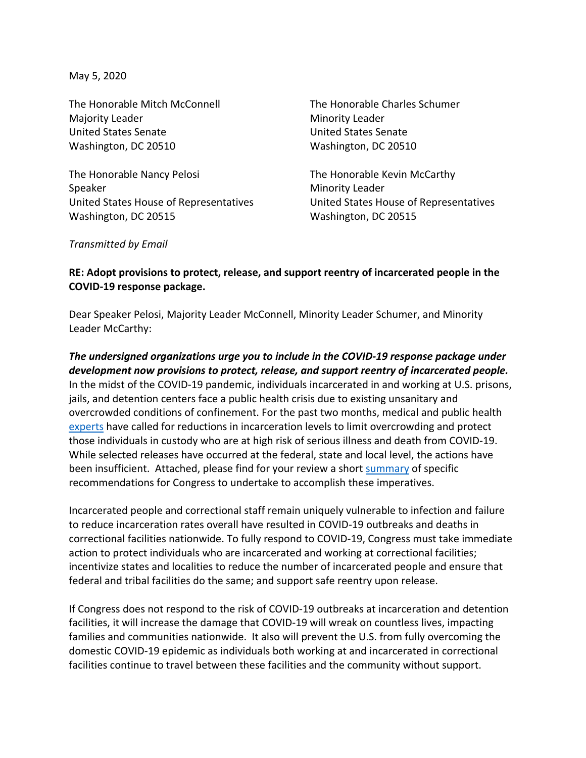May 5, 2020

The Honorable Mitch McConnell
Majority Leader
United States Senate
Washington, DC 20510

The Honorable Charles Schumer
Minority Leader
United States Senate
Washington, DC 20510

The Honorable Nancy Pelosi
Speaker
United States House of Representatives
Washington, DC 20515

The Honorable Kevin McCarthy
Minority Leader
United States House of Representatives
Washington, DC 20515

*Transmitted by Email*

**RE: Adopt provisions to protect, release, and support reentry of incarcerated people in the COVID-19 response package.**

Dear Speaker Pelosi, Majority Leader McConnell, Minority Leader Schumer, and Minority Leader McCarthy:

***The undersigned organizations urge you to include in the COVID-19 response package under development now provisions to protect, release, and support reentry of incarcerated people.*** In the midst of the COVID-19 pandemic, individuals incarcerated in and working at U.S. prisons, jails, and detention centers face a public health crisis due to existing unsanitary and overcrowded conditions of confinement. For the past two months, medical and public health experts have called for reductions in incarceration levels to limit overcrowding and protect those individuals in custody who are at high risk of serious illness and death from COVID-19. While selected releases have occurred at the federal, state and local level, the actions have been insufficient. Attached, please find for your review a short summary of specific recommendations for Congress to undertake to accomplish these imperatives.

Incarcerated people and correctional staff remain uniquely vulnerable to infection and failure to reduce incarceration rates overall have resulted in COVID-19 outbreaks and deaths in correctional facilities nationwide. To fully respond to COVID-19, Congress must take immediate action to protect individuals who are incarcerated and working at correctional facilities; incentivize states and localities to reduce the number of incarcerated people and ensure that federal and tribal facilities do the same; and support safe reentry upon release.

If Congress does not respond to the risk of COVID-19 outbreaks at incarceration and detention facilities, it will increase the damage that COVID-19 will wreak on countless lives, impacting families and communities nationwide. It also will prevent the U.S. from fully overcoming the domestic COVID-19 epidemic as individuals both working at and incarcerated in correctional facilities continue to travel between these facilities and the community without support.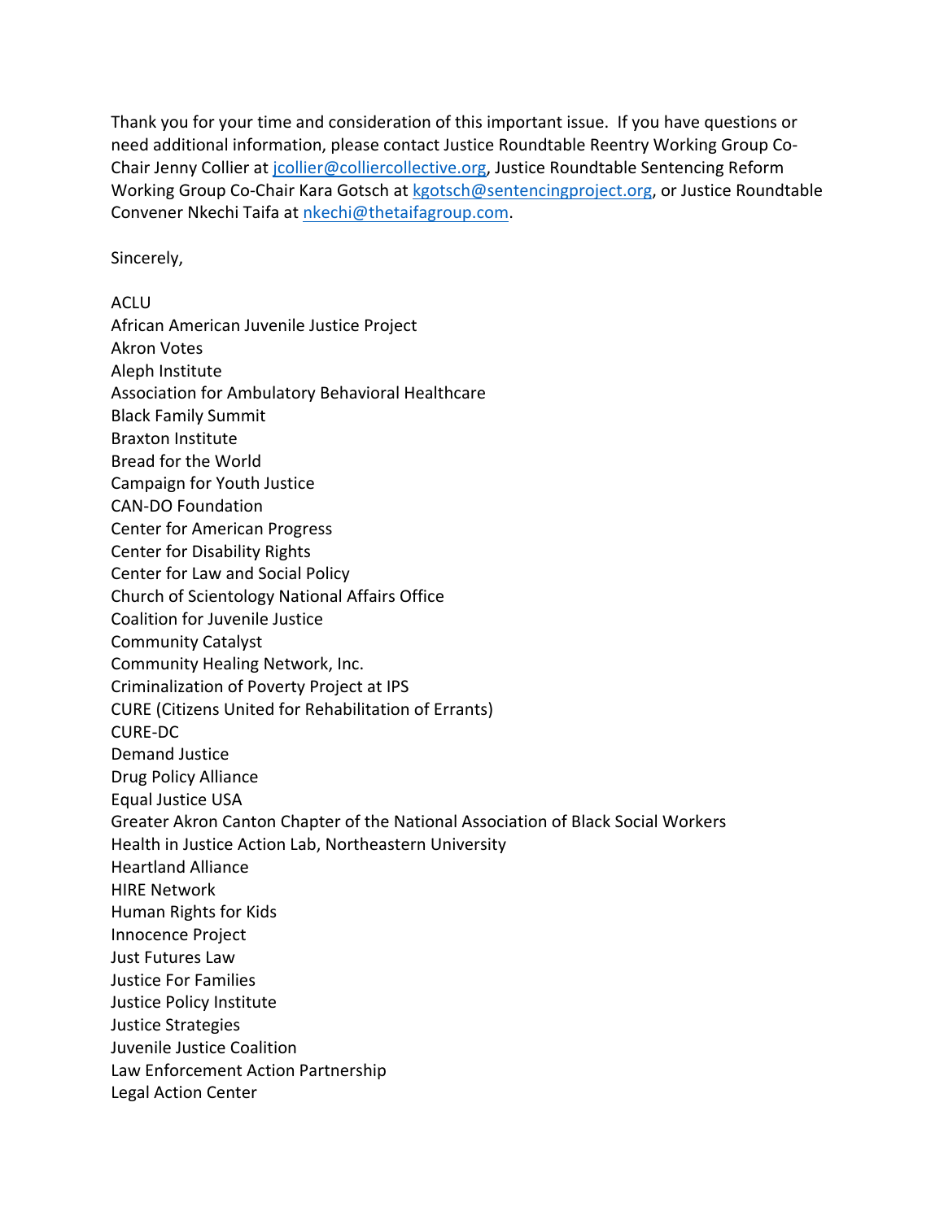Thank you for your time and consideration of this important issue. If you have questions or need additional information, please contact Justice Roundtable Reentry Working Group Co-Chair Jenny Collier at [jcollier@colliercollective.org](mailto:jcollier@colliercollective.org), Justice Roundtable Sentencing Reform Working Group Co-Chair Kara Gotsch at [kgotsch@sentencingproject.org](mailto:kgotsch@sentencingproject.org), or Justice Roundtable Convener Nkechi Taifa at [nkechi@thetaifagroup.com](mailto:nkechi@thetaifagroup.com).

Sincerely,

ACLU
African American Juvenile Justice Project
Akron Votes
Aleph Institute
Association for Ambulatory Behavioral Healthcare
Black Family Summit
Braxton Institute
Bread for the World
Campaign for Youth Justice
CAN-DO Foundation
Center for American Progress
Center for Disability Rights
Center for Law and Social Policy
Church of Scientology National Affairs Office
Coalition for Juvenile Justice
Community Catalyst
Community Healing Network, Inc.
Criminalization of Poverty Project at IPS
CURE (Citizens United for Rehabilitation of Errants)
CURE-DC
Demand Justice
Drug Policy Alliance
Equal Justice USA
Greater Akron Canton Chapter of the National Association of Black Social Workers
Health in Justice Action Lab, Northeastern University
Heartland Alliance
HIRE Network
Human Rights for Kids
Innocence Project
Just Futures Law
Justice For Families
Justice Policy Institute
Justice Strategies
Juvenile Justice Coalition
Law Enforcement Action Partnership
Legal Action Center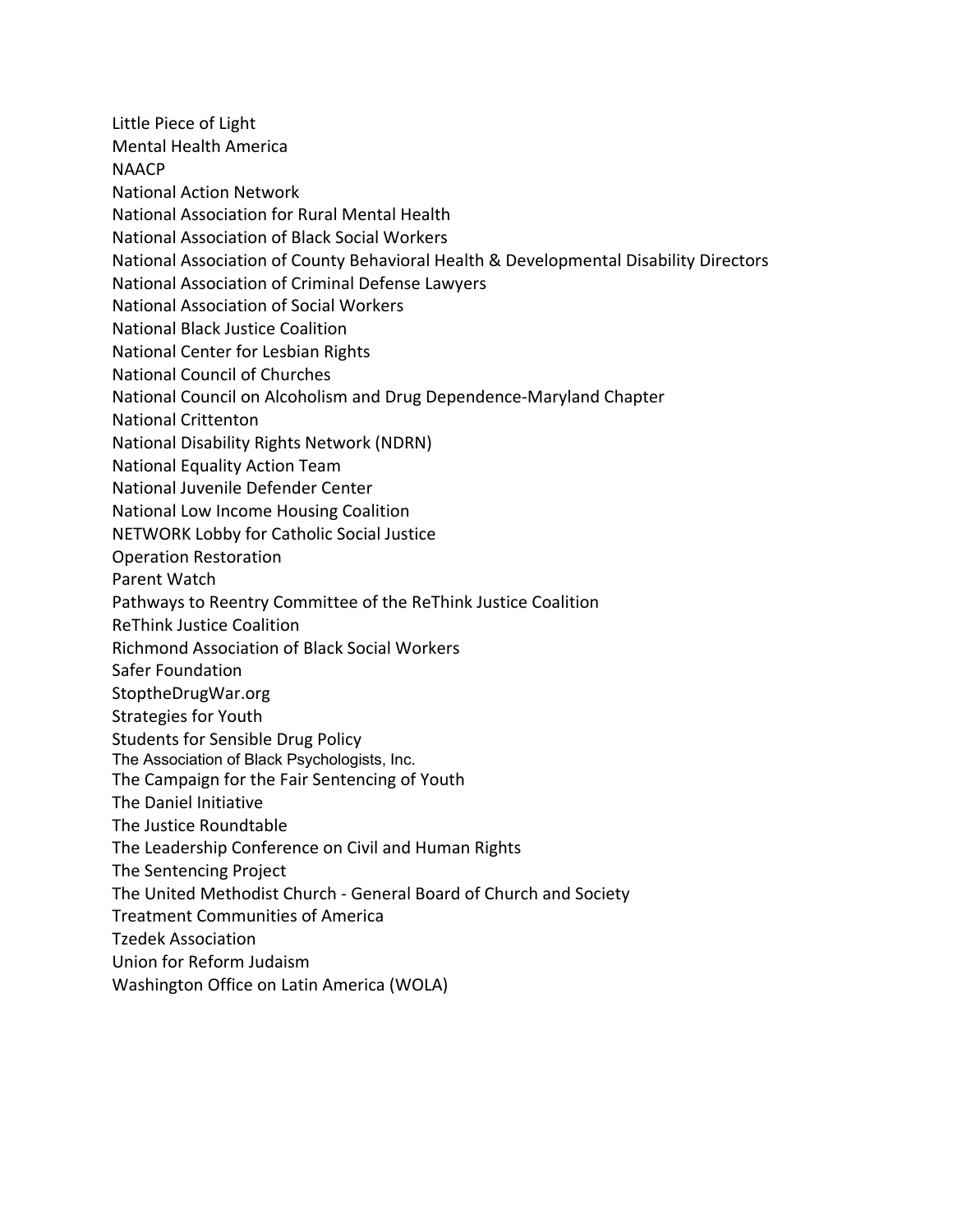Little Piece of Light
Mental Health America
NAACP
National Action Network
National Association for Rural Mental Health
National Association of Black Social Workers
National Association of County Behavioral Health & Developmental Disability Directors
National Association of Criminal Defense Lawyers
National Association of Social Workers
National Black Justice Coalition
National Center for Lesbian Rights
National Council of Churches
National Council on Alcoholism and Drug Dependence-Maryland Chapter
National Crittenton
National Disability Rights Network (NDRN)
National Equality Action Team
National Juvenile Defender Center
National Low Income Housing Coalition
NETWORK Lobby for Catholic Social Justice
Operation Restoration
Parent Watch
Pathways to Reentry Committee of the ReThink Justice Coalition
ReThink Justice Coalition
Richmond Association of Black Social Workers
Safer Foundation
StoptheDrugWar.org
Strategies for Youth
Students for Sensible Drug Policy
The Association of Black Psychologists, Inc.
The Campaign for the Fair Sentencing of Youth
The Daniel Initiative
The Justice Roundtable
The Leadership Conference on Civil and Human Rights
The Sentencing Project
The United Methodist Church - General Board of Church and Society
Treatment Communities of America
Tzedek Association
Union for Reform Judaism
Washington Office on Latin America (WOLA)